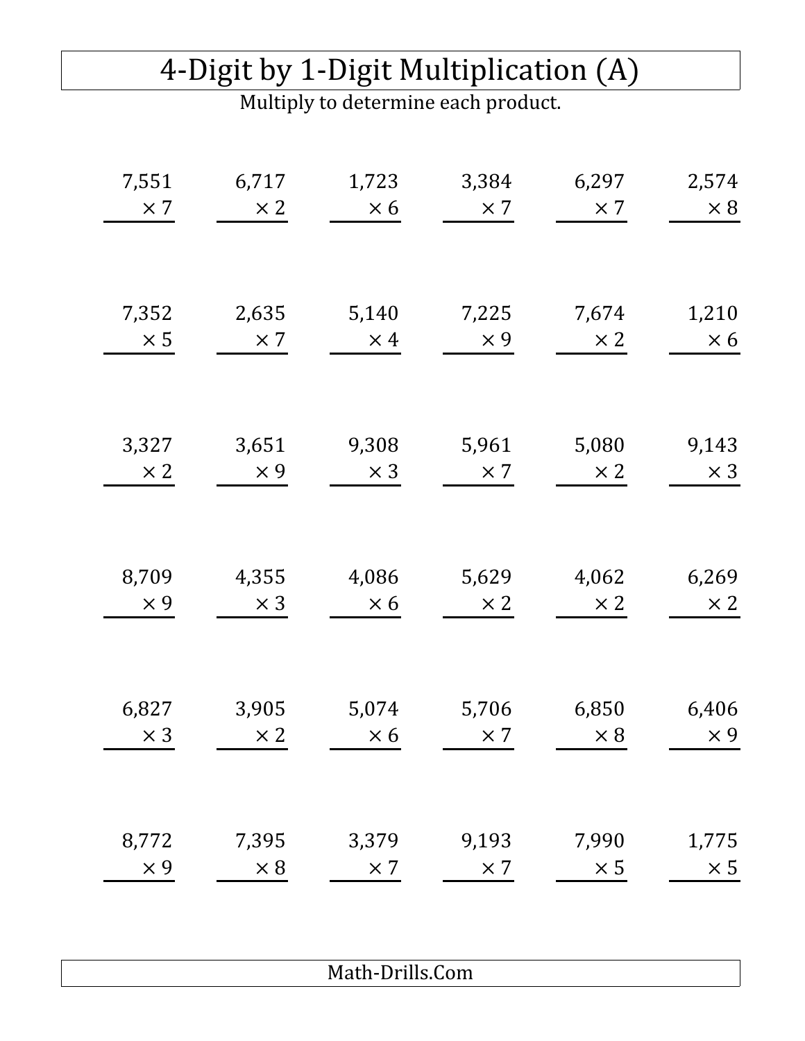# 4-Digit by 1-Digit Multiplication (A)

Multiply to determine each product.

| | | | | | |
|---|---|---|---|---|---|
| 7,551 × 7 | 6,717 × 2 | 1,723 × 6 | 3,384 × 7 | 6,297 × 7 | 2,574 × 8 |
| 7,352 × 5 | 2,635 × 7 | 5,140 × 4 | 7,225 × 9 | 7,674 × 2 | 1,210 × 6 |
| 3,327 × 2 | 3,651 × 9 | 9,308 × 3 | 5,961 × 7 | 5,080 × 2 | 9,143 × 3 |
| 8,709 × 9 | 4,355 × 3 | 4,086 × 6 | 5,629 × 2 | 4,062 × 2 | 6,269 × 2 |
| 6,827 × 3 | 3,905 × 2 | 5,074 × 6 | 5,706 × 7 | 6,850 × 8 | 6,406 × 9 |
| 8,772 × 9 | 7,395 × 8 | 3,379 × 7 | 9,193 × 7 | 7,990 × 5 | 1,775 × 5 |

Math-Drills.Com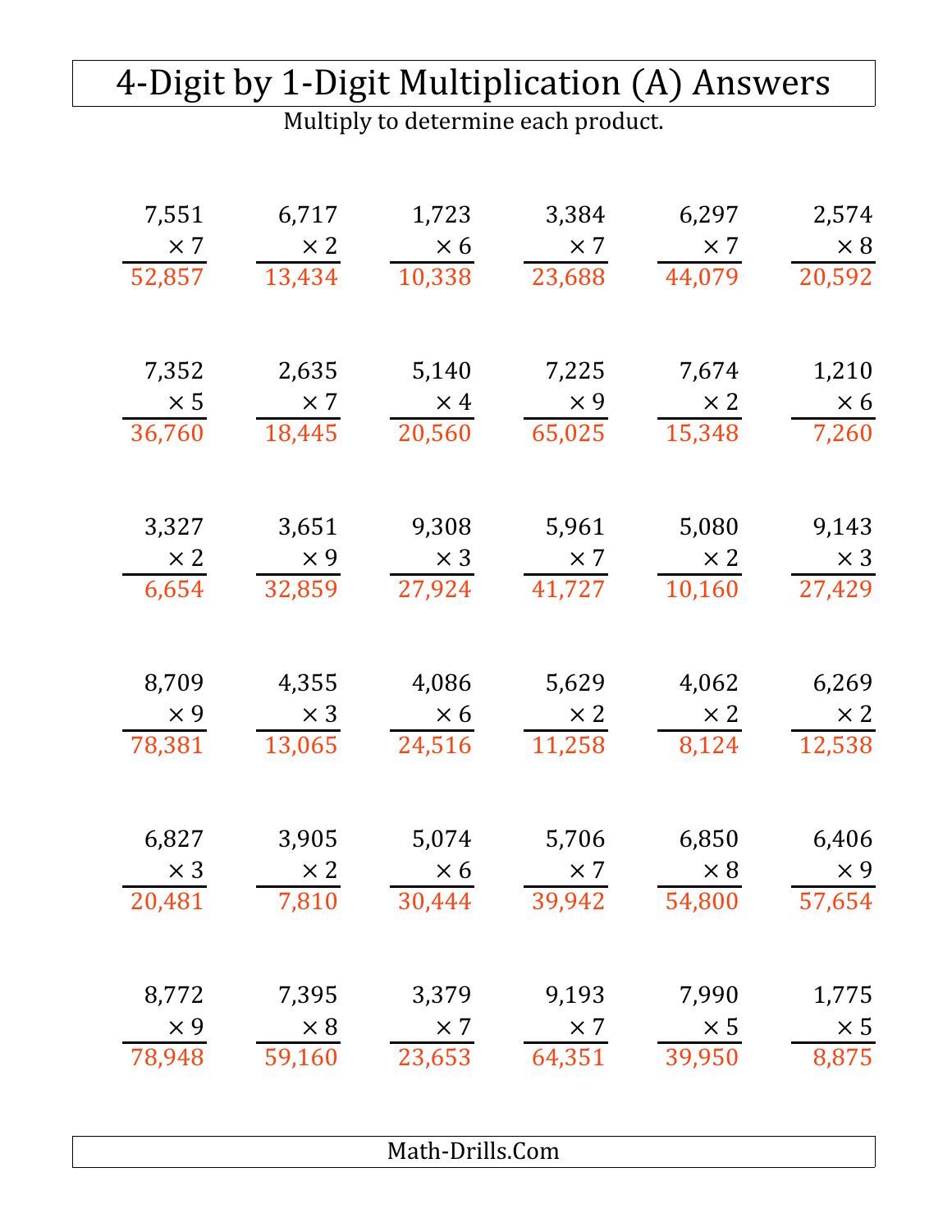# 4-Digit by 1-Digit Multiplication (A) Answers

Multiply to determine each product.

| | | | | | |
|---|---|---|---|---|---|
| 7,551 × 7 = 52,857 | 6,717 × 2 = 13,434 | 1,723 × 6 = 10,338 | 3,384 × 7 = 23,688 | 6,297 × 7 = 44,079 | 2,574 × 8 = 20,592 |
| 7,352 × 5 = 36,760 | 2,635 × 7 = 18,445 | 5,140 × 4 = 20,560 | 7,225 × 9 = 65,025 | 7,674 × 2 = 15,348 | 1,210 × 6 = 7,260 |
| 3,327 × 2 = 6,654 | 3,651 × 9 = 32,859 | 9,308 × 3 = 27,924 | 5,961 × 7 = 41,727 | 5,080 × 2 = 10,160 | 9,143 × 3 = 27,429 |
| 8,709 × 9 = 78,381 | 4,355 × 3 = 13,065 | 4,086 × 6 = 24,516 | 5,629 × 2 = 11,258 | 4,062 × 2 = 8,124 | 6,269 × 2 = 12,538 |
| 6,827 × 3 = 20,481 | 3,905 × 2 = 7,810 | 5,074 × 6 = 30,444 | 5,706 × 7 = 39,942 | 6,850 × 8 = 54,800 | 6,406 × 9 = 57,654 |
| 8,772 × 9 = 78,948 | 7,395 × 8 = 59,160 | 3,379 × 7 = 23,653 | 9,193 × 7 = 64,351 | 7,990 × 5 = 39,950 | 1,775 × 5 = 8,875 |

Math-Drills.Com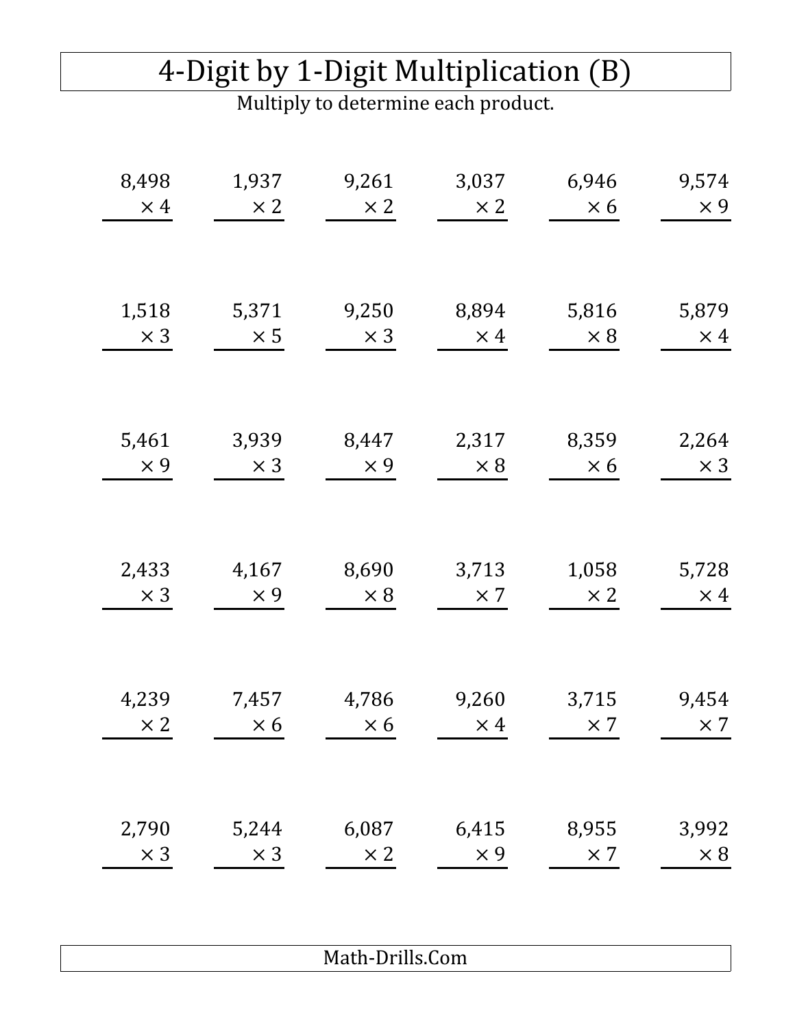# 4-Digit by 1-Digit Multiplication (B)

Multiply to determine each product.

| | | | | | |
|---|---|---|---|---|---|
| 8,498 × 4 | 1,937 × 2 | 9,261 × 2 | 3,037 × 2 | 6,946 × 6 | 9,574 × 9 |
| 1,518 × 3 | 5,371 × 5 | 9,250 × 3 | 8,894 × 4 | 5,816 × 8 | 5,879 × 4 |
| 5,461 × 9 | 3,939 × 3 | 8,447 × 9 | 2,317 × 8 | 8,359 × 6 | 2,264 × 3 |
| 2,433 × 3 | 4,167 × 9 | 8,690 × 8 | 3,713 × 7 | 1,058 × 2 | 5,728 × 4 |
| 4,239 × 2 | 7,457 × 6 | 4,786 × 6 | 9,260 × 4 | 3,715 × 7 | 9,454 × 7 |
| 2,790 × 3 | 5,244 × 3 | 6,087 × 2 | 6,415 × 9 | 8,955 × 7 | 3,992 × 8 |

Math-Drills.Com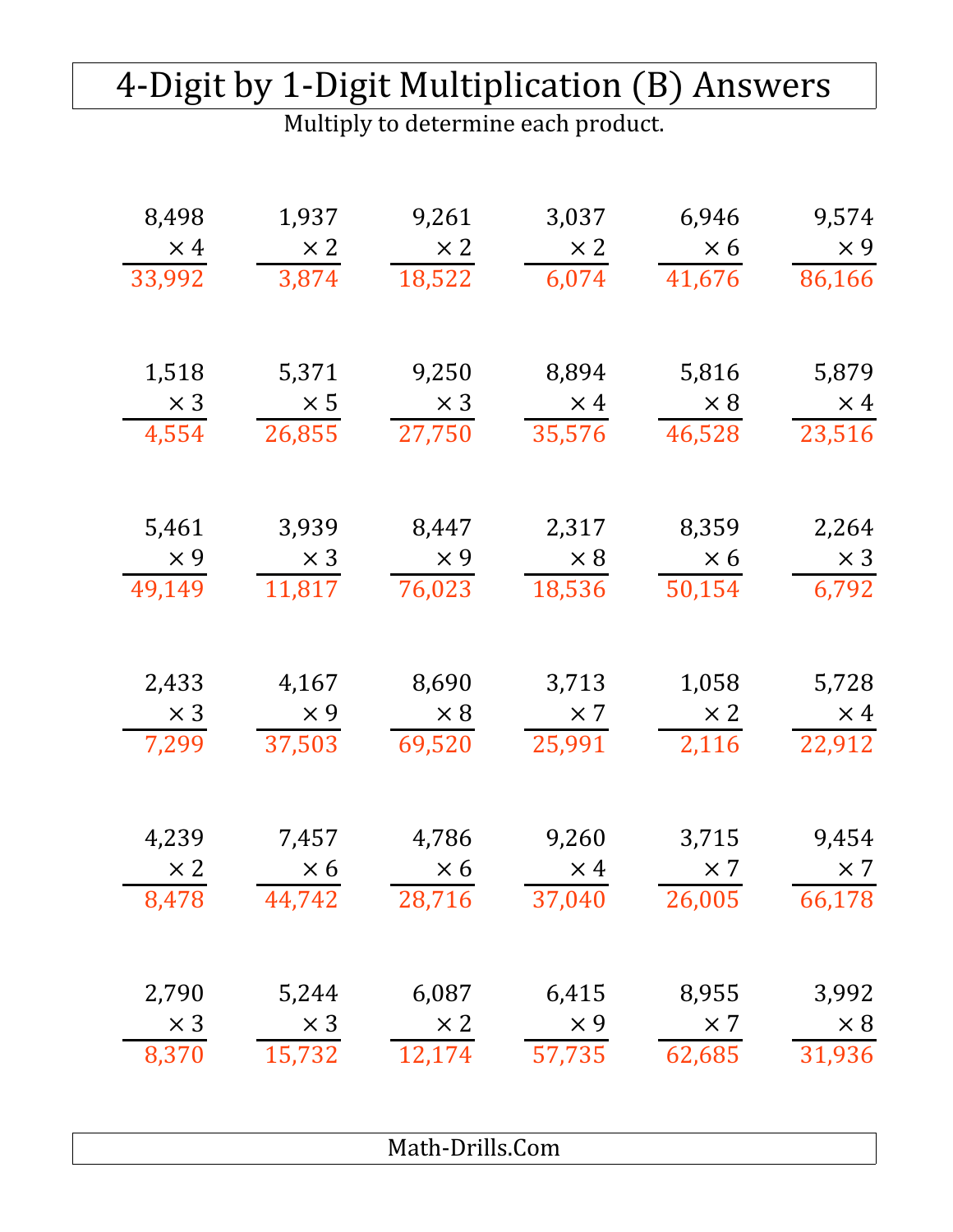# 4-Digit by 1-Digit Multiplication (B) Answers

Multiply to determine each product.

| | | | | | |
|---|---|---|---|---|---|
| 8,498 × 4 = 33,992 | 1,937 × 2 = 3,874 | 9,261 × 2 = 18,522 | 3,037 × 2 = 6,074 | 6,946 × 6 = 41,676 | 9,574 × 9 = 86,166 |
| 1,518 × 3 = 4,554 | 5,371 × 5 = 26,855 | 9,250 × 3 = 27,750 | 8,894 × 4 = 35,576 | 5,816 × 8 = 46,528 | 5,879 × 4 = 23,516 |
| 5,461 × 9 = 49,149 | 3,939 × 3 = 11,817 | 8,447 × 9 = 76,023 | 2,317 × 8 = 18,536 | 8,359 × 6 = 50,154 | 2,264 × 3 = 6,792 |
| 2,433 × 3 = 7,299 | 4,167 × 9 = 37,503 | 8,690 × 8 = 69,520 | 3,713 × 7 = 25,991 | 1,058 × 2 = 2,116 | 5,728 × 4 = 22,912 |
| 4,239 × 2 = 8,478 | 7,457 × 6 = 44,742 | 4,786 × 6 = 28,716 | 9,260 × 4 = 37,040 | 3,715 × 7 = 26,005 | 9,454 × 7 = 66,178 |
| 2,790 × 3 = 8,370 | 5,244 × 3 = 15,732 | 6,087 × 2 = 12,174 | 6,415 × 9 = 57,735 | 8,955 × 7 = 62,685 | 3,992 × 8 = 31,936 |

Math-Drills.Com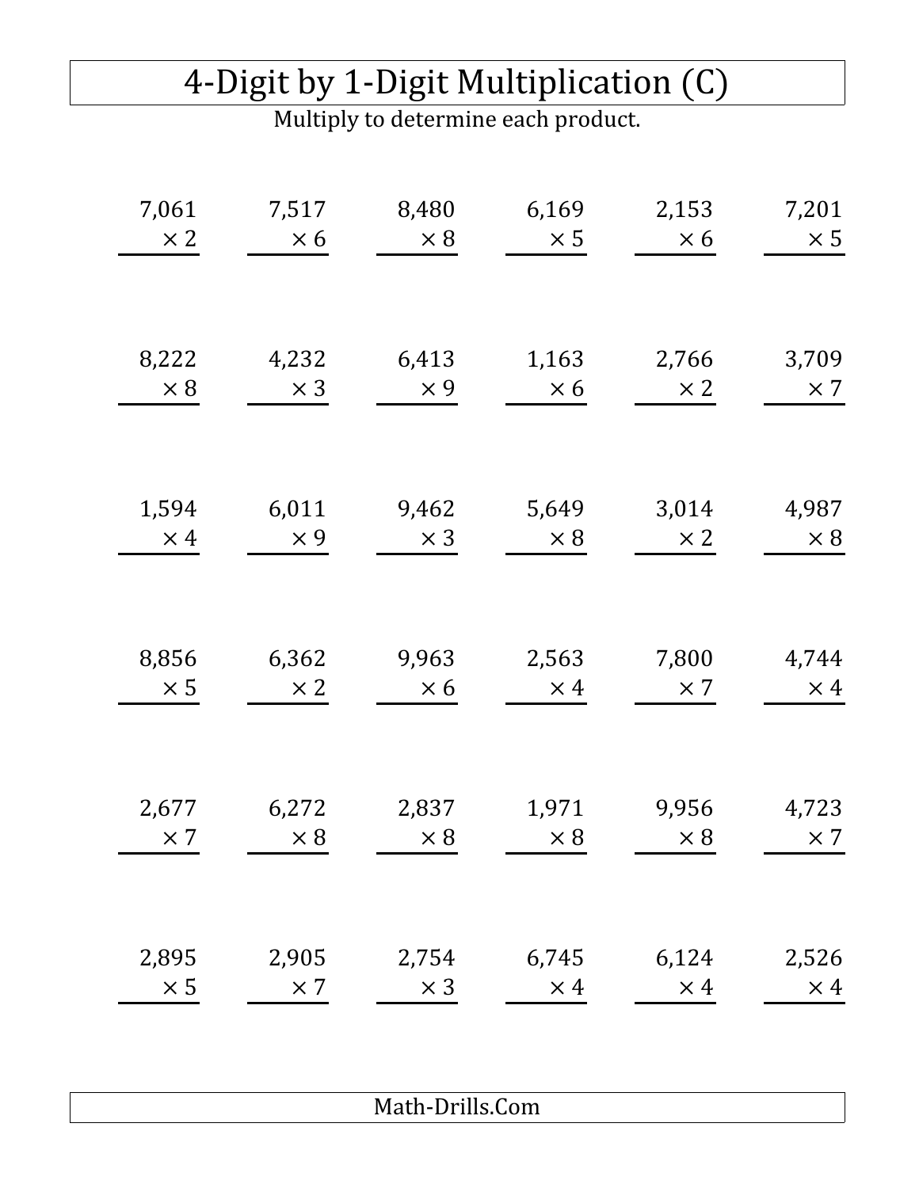# 4-Digit by 1-Digit Multiplication (C)

Multiply to determine each product.

| | | | | | |
|---|---|---|---|---|---|
| $7{,}061 \times 2$ | $7{,}517 \times 6$ | $8{,}480 \times 8$ | $6{,}169 \times 5$ | $2{,}153 \times 6$ | $7{,}201 \times 5$ |
| $8{,}222 \times 8$ | $4{,}232 \times 3$ | $6{,}413 \times 9$ | $1{,}163 \times 6$ | $2{,}766 \times 2$ | $3{,}709 \times 7$ |
| $1{,}594 \times 4$ | $6{,}011 \times 9$ | $9{,}462 \times 3$ | $5{,}649 \times 8$ | $3{,}014 \times 2$ | $4{,}987 \times 8$ |
| $8{,}856 \times 5$ | $6{,}362 \times 2$ | $9{,}963 \times 6$ | $2{,}563 \times 4$ | $7{,}800 \times 7$ | $4{,}744 \times 4$ |
| $2{,}677 \times 7$ | $6{,}272 \times 8$ | $2{,}837 \times 8$ | $1{,}971 \times 8$ | $9{,}956 \times 8$ | $4{,}723 \times 7$ |
| $2{,}895 \times 5$ | $2{,}905 \times 7$ | $2{,}754 \times 3$ | $6{,}745 \times 4$ | $6{,}124 \times 4$ | $2{,}526 \times 4$ |

Math-Drills.Com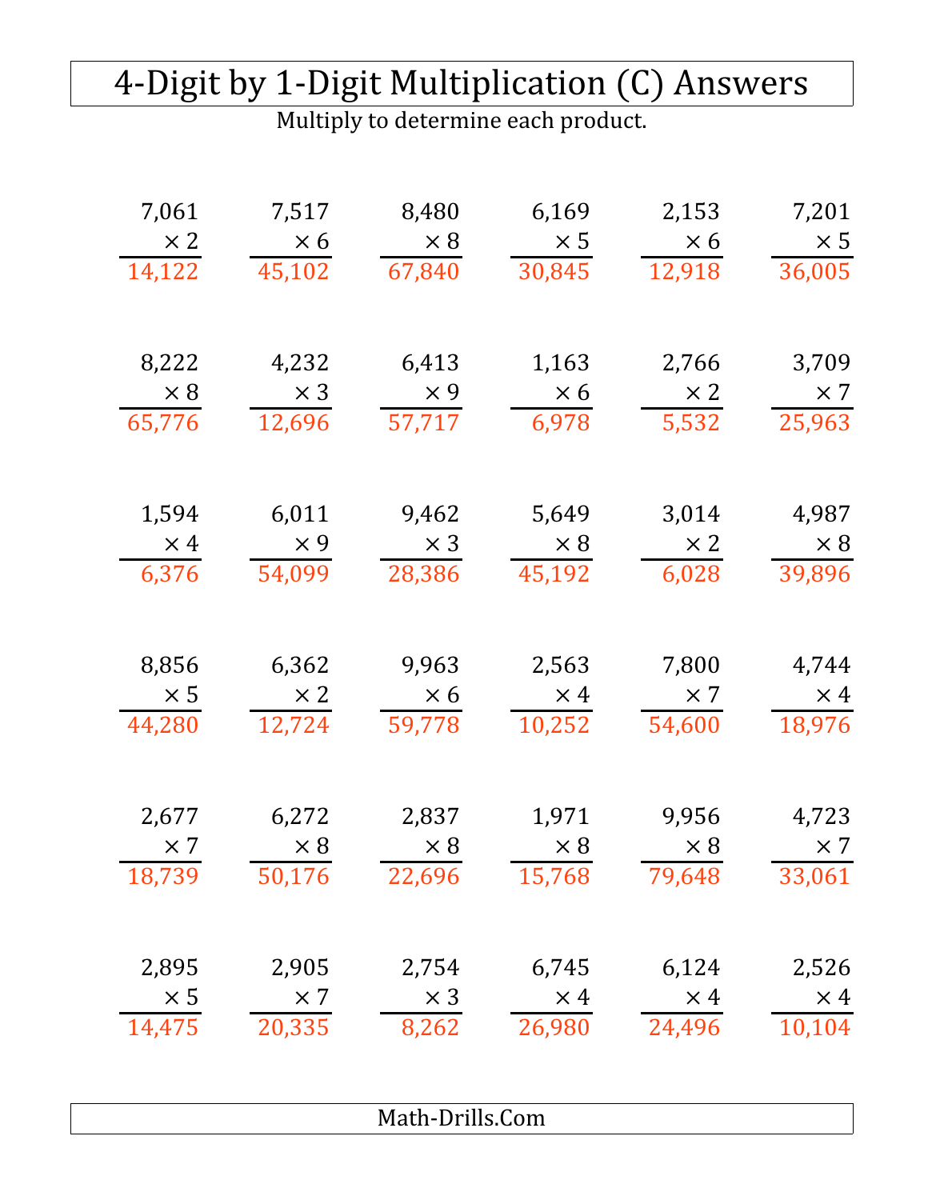# 4-Digit by 1-Digit Multiplication (C) Answers

Multiply to determine each product.

| | | | | | |
|---|---|---|---|---|---|
| 7,061 × 2 = 14,122 | 7,517 × 6 = 45,102 | 8,480 × 8 = 67,840 | 6,169 × 5 = 30,845 | 2,153 × 6 = 12,918 | 7,201 × 5 = 36,005 |
| 8,222 × 8 = 65,776 | 4,232 × 3 = 12,696 | 6,413 × 9 = 57,717 | 1,163 × 6 = 6,978 | 2,766 × 2 = 5,532 | 3,709 × 7 = 25,963 |
| 1,594 × 4 = 6,376 | 6,011 × 9 = 54,099 | 9,462 × 3 = 28,386 | 5,649 × 8 = 45,192 | 3,014 × 2 = 6,028 | 4,987 × 8 = 39,896 |
| 8,856 × 5 = 44,280 | 6,362 × 2 = 12,724 | 9,963 × 6 = 59,778 | 2,563 × 4 = 10,252 | 7,800 × 7 = 54,600 | 4,744 × 4 = 18,976 |
| 2,677 × 7 = 18,739 | 6,272 × 8 = 50,176 | 2,837 × 8 = 22,696 | 1,971 × 8 = 15,768 | 9,956 × 8 = 79,648 | 4,723 × 7 = 33,061 |
| 2,895 × 5 = 14,475 | 2,905 × 7 = 20,335 | 2,754 × 3 = 8,262 | 6,745 × 4 = 26,980 | 6,124 × 4 = 24,496 | 2,526 × 4 = 10,104 |

Math-Drills.Com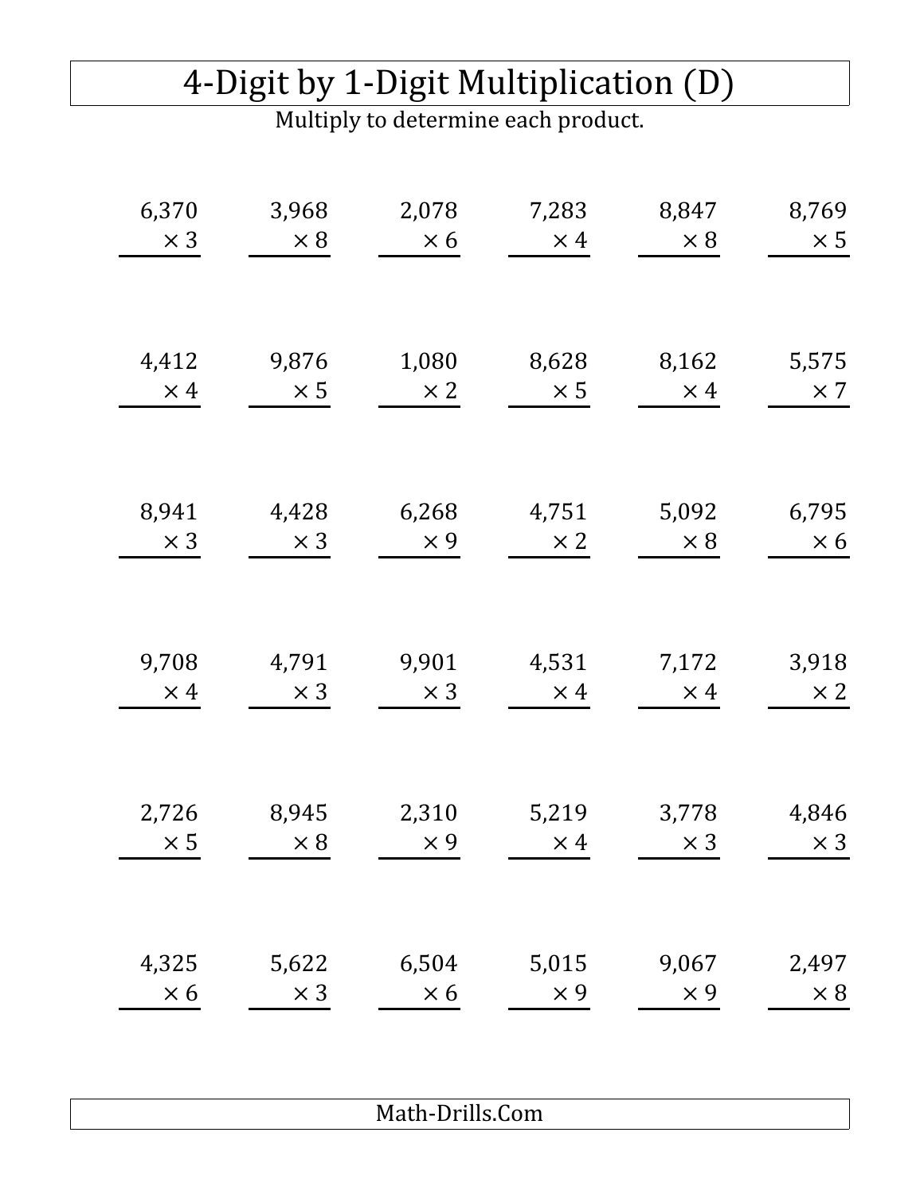# 4-Digit by 1-Digit Multiplication (D)

Multiply to determine each product.

| | | | | | |
|---|---|---|---|---|---|
| 6,370 × 3 | 3,968 × 8 | 2,078 × 6 | 7,283 × 4 | 8,847 × 8 | 8,769 × 5 |
| 4,412 × 4 | 9,876 × 5 | 1,080 × 2 | 8,628 × 5 | 8,162 × 4 | 5,575 × 7 |
| 8,941 × 3 | 4,428 × 3 | 6,268 × 9 | 4,751 × 2 | 5,092 × 8 | 6,795 × 6 |
| 9,708 × 4 | 4,791 × 3 | 9,901 × 3 | 4,531 × 4 | 7,172 × 4 | 3,918 × 2 |
| 2,726 × 5 | 8,945 × 8 | 2,310 × 9 | 5,219 × 4 | 3,778 × 3 | 4,846 × 3 |
| 4,325 × 6 | 5,622 × 3 | 6,504 × 6 | 5,015 × 9 | 9,067 × 9 | 2,497 × 8 |

Math-Drills.Com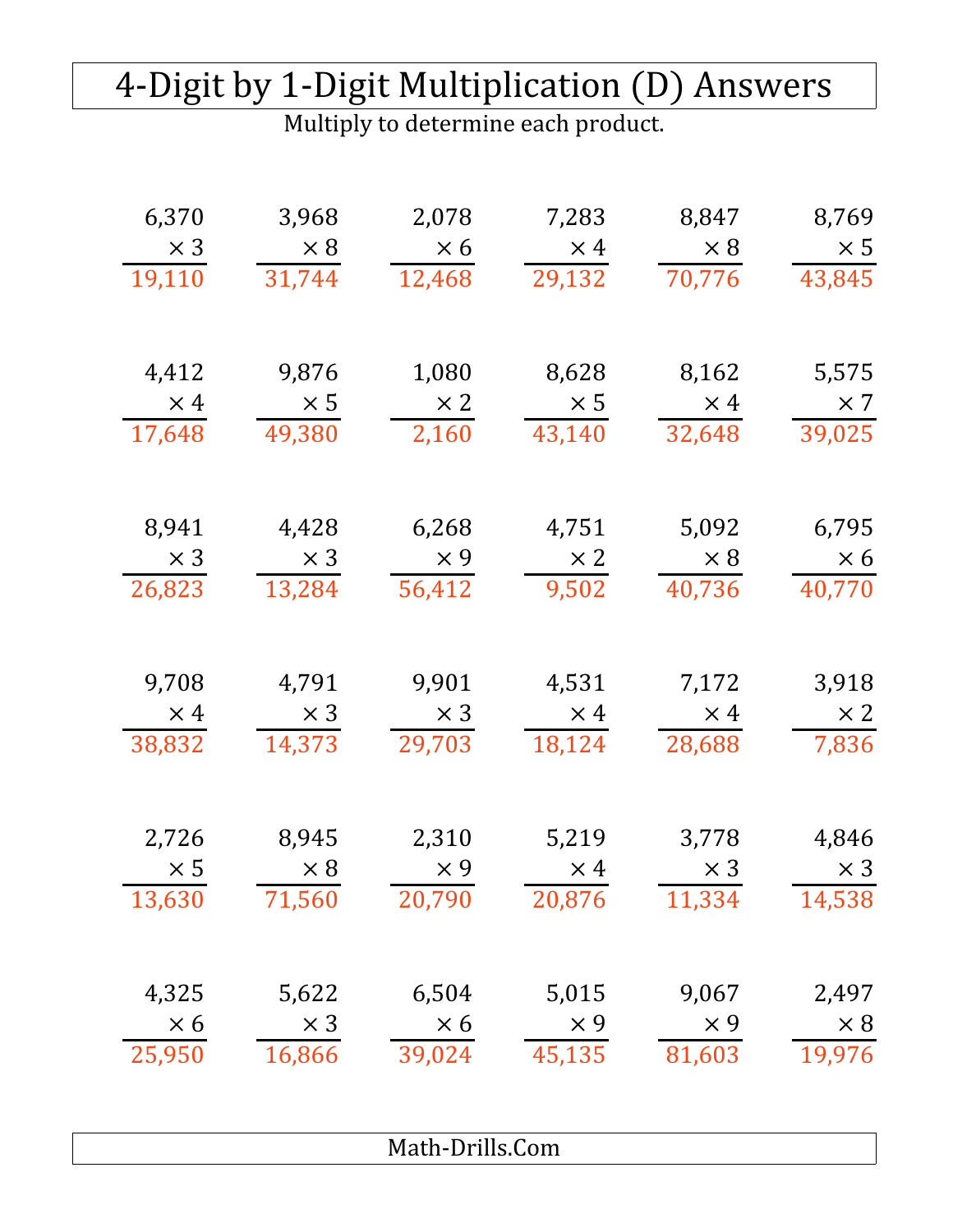# 4-Digit by 1-Digit Multiplication (D) Answers

Multiply to determine each product.

| | | | | | |
|---|---|---|---|---|---|
| 6,370 × 3 = 19,110 | 3,968 × 8 = 31,744 | 2,078 × 6 = 12,468 | 7,283 × 4 = 29,132 | 8,847 × 8 = 70,776 | 8,769 × 5 = 43,845 |
| 4,412 × 4 = 17,648 | 9,876 × 5 = 49,380 | 1,080 × 2 = 2,160 | 8,628 × 5 = 43,140 | 8,162 × 4 = 32,648 | 5,575 × 7 = 39,025 |
| 8,941 × 3 = 26,823 | 4,428 × 3 = 13,284 | 6,268 × 9 = 56,412 | 4,751 × 2 = 9,502 | 5,092 × 8 = 40,736 | 6,795 × 6 = 40,770 |
| 9,708 × 4 = 38,832 | 4,791 × 3 = 14,373 | 9,901 × 3 = 29,703 | 4,531 × 4 = 18,124 | 7,172 × 4 = 28,688 | 3,918 × 2 = 7,836 |
| 2,726 × 5 = 13,630 | 8,945 × 8 = 71,560 | 2,310 × 9 = 20,790 | 5,219 × 4 = 20,876 | 3,778 × 3 = 11,334 | 4,846 × 3 = 14,538 |
| 4,325 × 6 = 25,950 | 5,622 × 3 = 16,866 | 6,504 × 6 = 39,024 | 5,015 × 9 = 45,135 | 9,067 × 9 = 81,603 | 2,497 × 8 = 19,976 |

Math-Drills.Com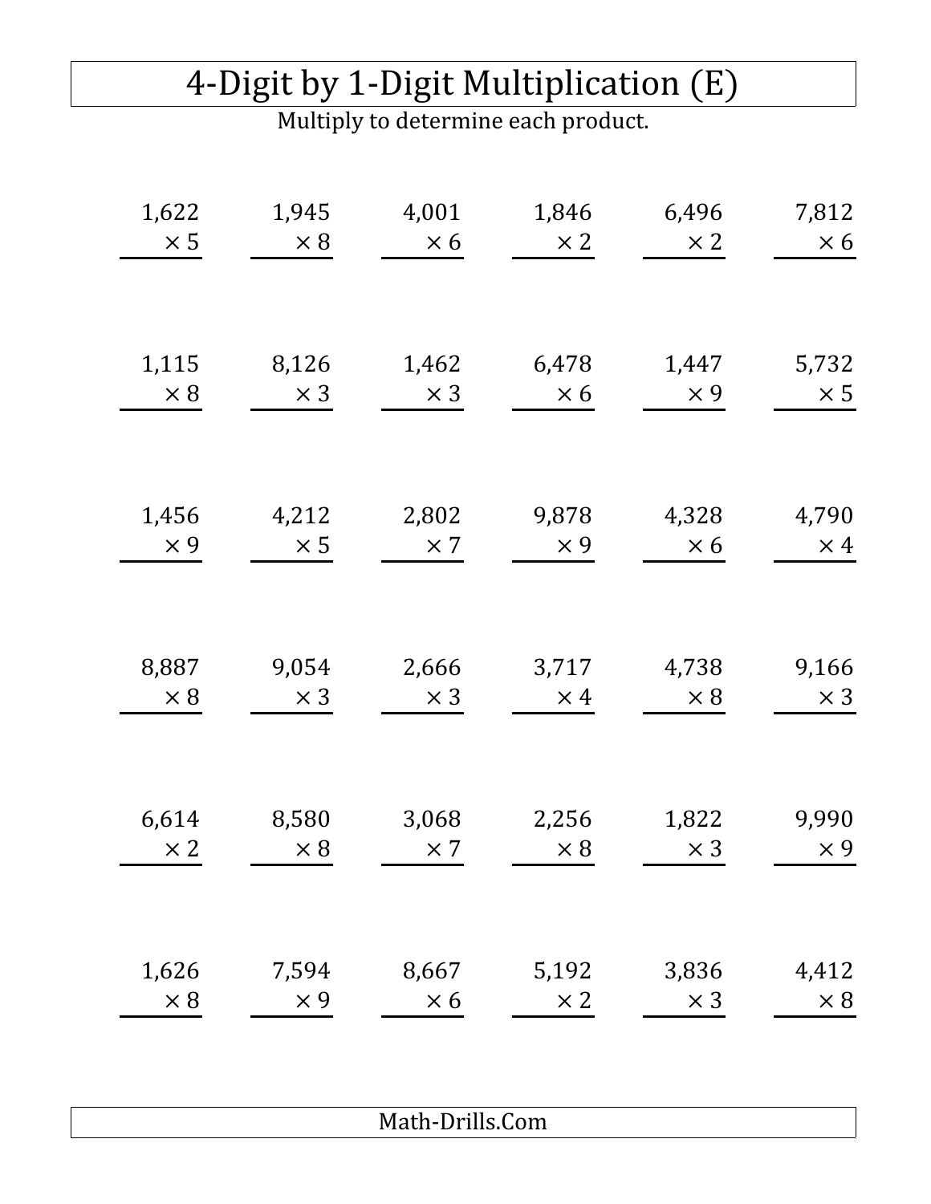# 4-Digit by 1-Digit Multiplication (E)

Multiply to determine each product.

| | | | | | |
|---|---|---|---|---|---|
| $1,622 \times 5$ | $1,945 \times 8$ | $4,001 \times 6$ | $1,846 \times 2$ | $6,496 \times 2$ | $7,812 \times 6$ |
| $1,115 \times 8$ | $8,126 \times 3$ | $1,462 \times 3$ | $6,478 \times 6$ | $1,447 \times 9$ | $5,732 \times 5$ |
| $1,456 \times 9$ | $4,212 \times 5$ | $2,802 \times 7$ | $9,878 \times 9$ | $4,328 \times 6$ | $4,790 \times 4$ |
| $8,887 \times 8$ | $9,054 \times 3$ | $2,666 \times 3$ | $3,717 \times 4$ | $4,738 \times 8$ | $9,166 \times 3$ |
| $6,614 \times 2$ | $8,580 \times 8$ | $3,068 \times 7$ | $2,256 \times 8$ | $1,822 \times 3$ | $9,990 \times 9$ |
| $1,626 \times 8$ | $7,594 \times 9$ | $8,667 \times 6$ | $5,192 \times 2$ | $3,836 \times 3$ | $4,412 \times 8$ |

Math-Drills.Com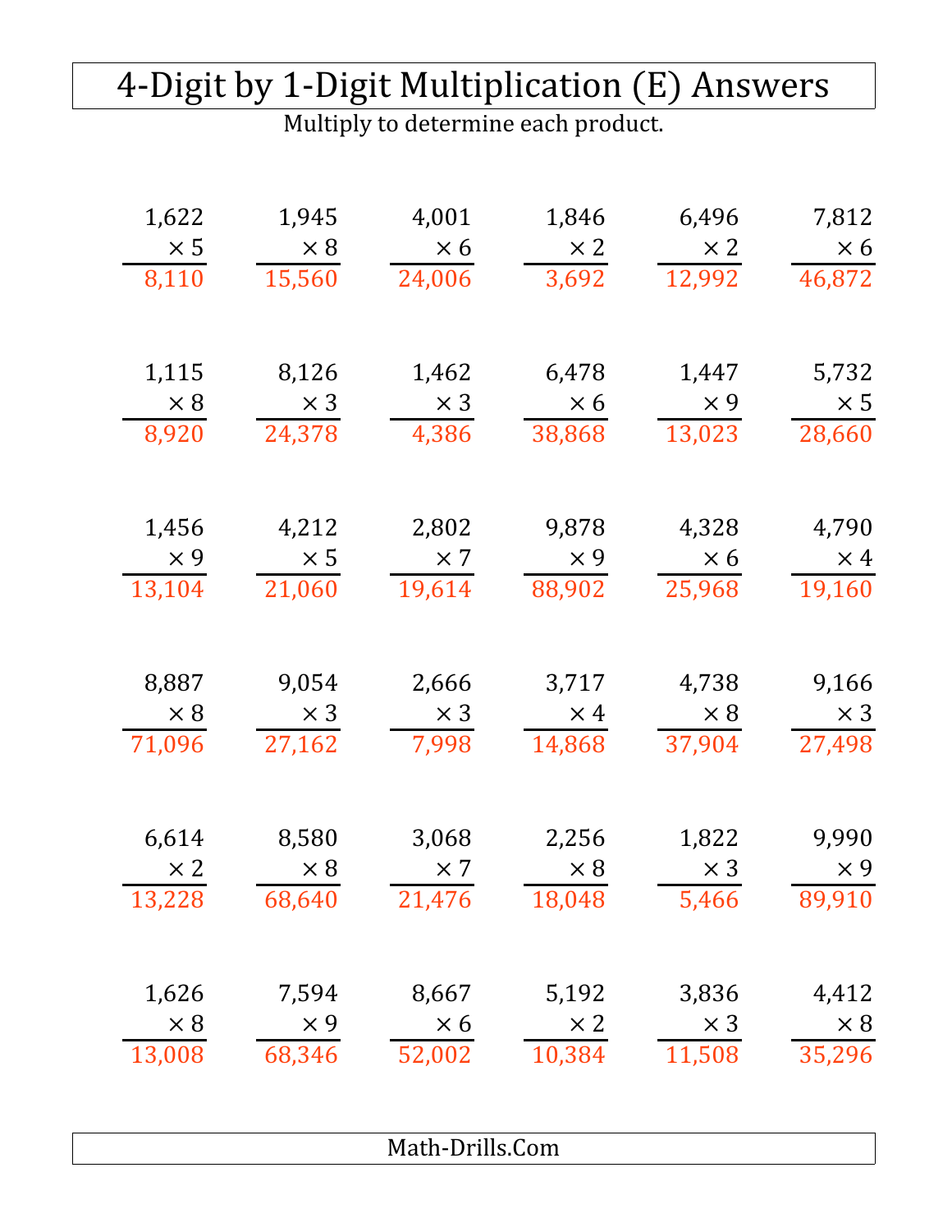# 4-Digit by 1-Digit Multiplication (E) Answers

Multiply to determine each product.

| | | | | | |
|---|---|---|---|---|---|
| 1,622 × 5 = 8,110 | 1,945 × 8 = 15,560 | 4,001 × 6 = 24,006 | 1,846 × 2 = 3,692 | 6,496 × 2 = 12,992 | 7,812 × 6 = 46,872 |
| 1,115 × 8 = 8,920 | 8,126 × 3 = 24,378 | 1,462 × 3 = 4,386 | 6,478 × 6 = 38,868 | 1,447 × 9 = 13,023 | 5,732 × 5 = 28,660 |
| 1,456 × 9 = 13,104 | 4,212 × 5 = 21,060 | 2,802 × 7 = 19,614 | 9,878 × 9 = 88,902 | 4,328 × 6 = 25,968 | 4,790 × 4 = 19,160 |
| 8,887 × 8 = 71,096 | 9,054 × 3 = 27,162 | 2,666 × 3 = 7,998 | 3,717 × 4 = 14,868 | 4,738 × 8 = 37,904 | 9,166 × 3 = 27,498 |
| 6,614 × 2 = 13,228 | 8,580 × 8 = 68,640 | 3,068 × 7 = 21,476 | 2,256 × 8 = 18,048 | 1,822 × 3 = 5,466 | 9,990 × 9 = 89,910 |
| 1,626 × 8 = 13,008 | 7,594 × 9 = 68,346 | 8,667 × 6 = 52,002 | 5,192 × 2 = 10,384 | 3,836 × 3 = 11,508 | 4,412 × 8 = 35,296 |

Math-Drills.Com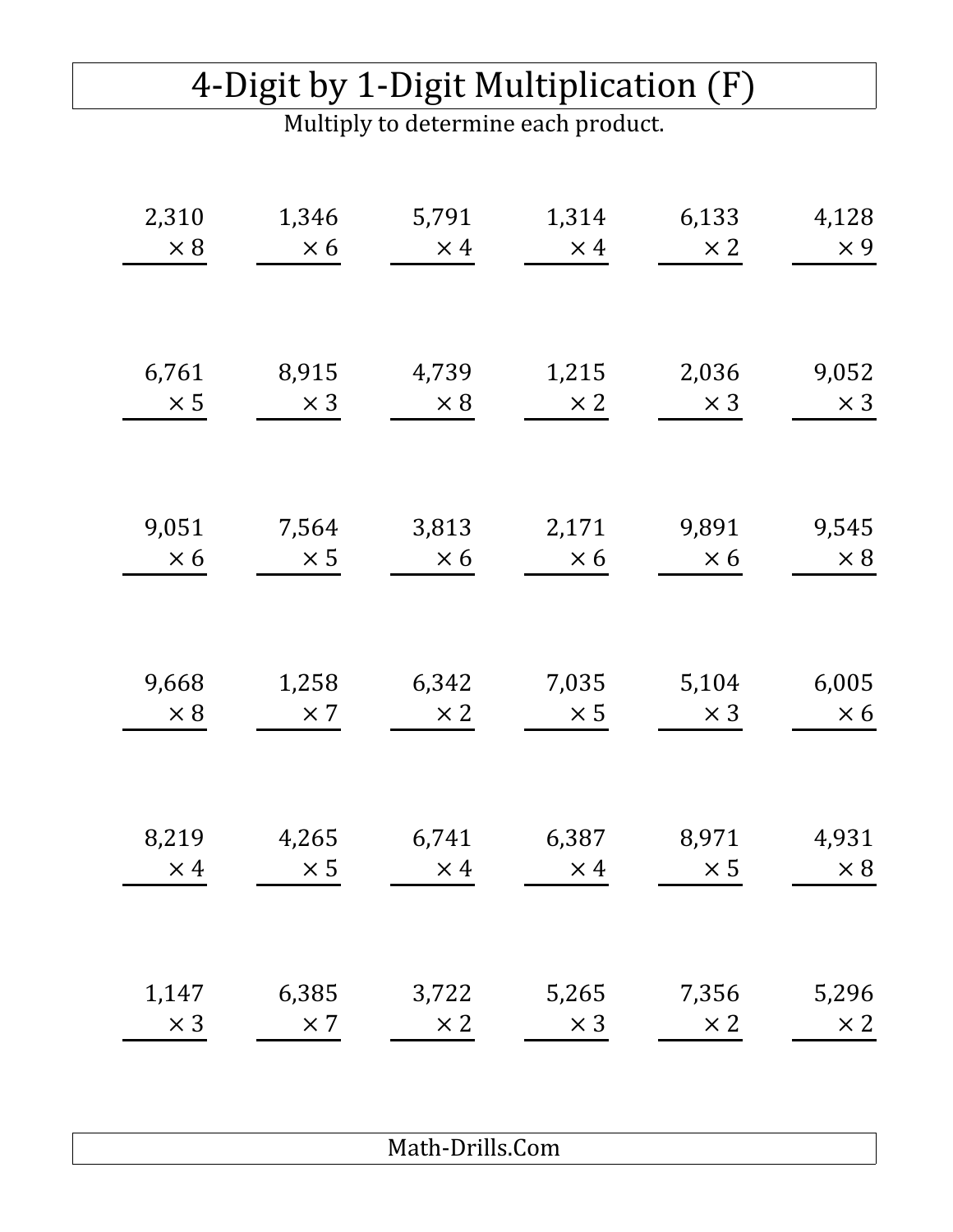# 4-Digit by 1-Digit Multiplication (F)

Multiply to determine each product.

| | | | | | |
|---|---|---|---|---|---|
| 2,310 × 8 | 1,346 × 6 | 5,791 × 4 | 1,314 × 4 | 6,133 × 2 | 4,128 × 9 |
| 6,761 × 5 | 8,915 × 3 | 4,739 × 8 | 1,215 × 2 | 2,036 × 3 | 9,052 × 3 |
| 9,051 × 6 | 7,564 × 5 | 3,813 × 6 | 2,171 × 6 | 9,891 × 6 | 9,545 × 8 |
| 9,668 × 8 | 1,258 × 7 | 6,342 × 2 | 7,035 × 5 | 5,104 × 3 | 6,005 × 6 |
| 8,219 × 4 | 4,265 × 5 | 6,741 × 4 | 6,387 × 4 | 8,971 × 5 | 4,931 × 8 |
| 1,147 × 3 | 6,385 × 7 | 3,722 × 2 | 5,265 × 3 | 7,356 × 2 | 5,296 × 2 |

Math-Drills.Com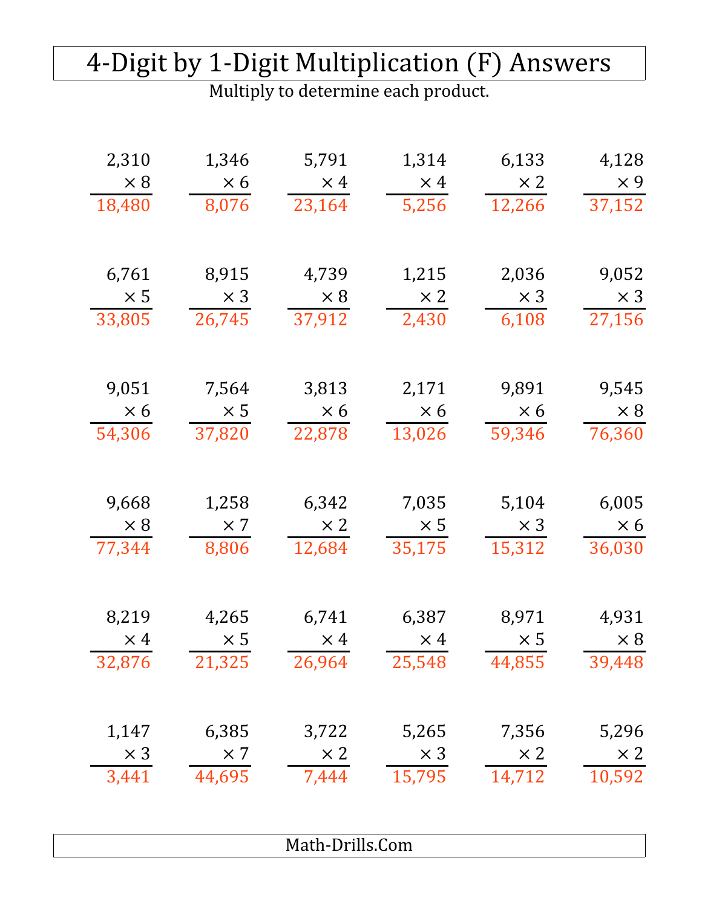# 4-Digit by 1-Digit Multiplication (F) Answers

Multiply to determine each product.

| | | | | | |
|---|---|---|---|---|---|
| $2{,}310 \times 8 = 18{,}480$ | $1{,}346 \times 6 = 8{,}076$ | $5{,}791 \times 4 = 23{,}164$ | $1{,}314 \times 4 = 5{,}256$ | $6{,}133 \times 2 = 12{,}266$ | $4{,}128 \times 9 = 37{,}152$ |
| $6{,}761 \times 5 = 33{,}805$ | $8{,}915 \times 3 = 26{,}745$ | $4{,}739 \times 8 = 37{,}912$ | $1{,}215 \times 2 = 2{,}430$ | $2{,}036 \times 3 = 6{,}108$ | $9{,}052 \times 3 = 27{,}156$ |
| $9{,}051 \times 6 = 54{,}306$ | $7{,}564 \times 5 = 37{,}820$ | $3{,}813 \times 6 = 22{,}878$ | $2{,}171 \times 6 = 13{,}026$ | $9{,}891 \times 6 = 59{,}346$ | $9{,}545 \times 8 = 76{,}360$ |
| $9{,}668 \times 8 = 77{,}344$ | $1{,}258 \times 7 = 8{,}806$ | $6{,}342 \times 2 = 12{,}684$ | $7{,}035 \times 5 = 35{,}175$ | $5{,}104 \times 3 = 15{,}312$ | $6{,}005 \times 6 = 36{,}030$ |
| $8{,}219 \times 4 = 32{,}876$ | $4{,}265 \times 5 = 21{,}325$ | $6{,}741 \times 4 = 26{,}964$ | $6{,}387 \times 4 = 25{,}548$ | $8{,}971 \times 5 = 44{,}855$ | $4{,}931 \times 8 = 39{,}448$ |
| $1{,}147 \times 3 = 3{,}441$ | $6{,}385 \times 7 = 44{,}695$ | $3{,}722 \times 2 = 7{,}444$ | $5{,}265 \times 3 = 15{,}795$ | $7{,}356 \times 2 = 14{,}712$ | $5{,}296 \times 2 = 10{,}592$ |

Math-Drills.Com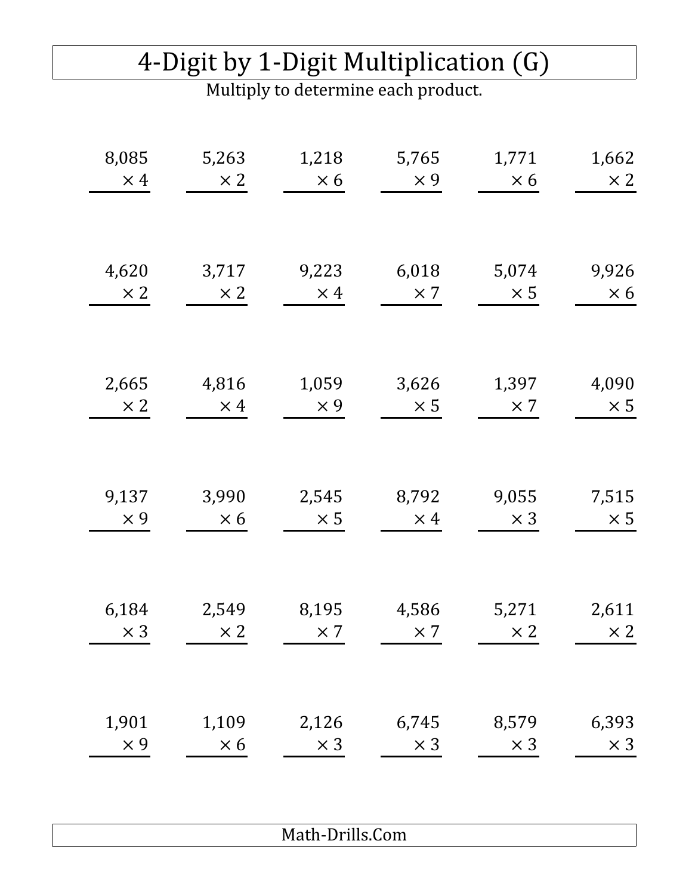# 4-Digit by 1-Digit Multiplication (G)

Multiply to determine each product.

| | | | | | |
|---|---|---|---|---|---|
| 8,085 × 4 | 5,263 × 2 | 1,218 × 6 | 5,765 × 9 | 1,771 × 6 | 1,662 × 2 |
| 4,620 × 2 | 3,717 × 2 | 9,223 × 4 | 6,018 × 7 | 5,074 × 5 | 9,926 × 6 |
| 2,665 × 2 | 4,816 × 4 | 1,059 × 9 | 3,626 × 5 | 1,397 × 7 | 4,090 × 5 |
| 9,137 × 9 | 3,990 × 6 | 2,545 × 5 | 8,792 × 4 | 9,055 × 3 | 7,515 × 5 |
| 6,184 × 3 | 2,549 × 2 | 8,195 × 7 | 4,586 × 7 | 5,271 × 2 | 2,611 × 2 |
| 1,901 × 9 | 1,109 × 6 | 2,126 × 3 | 6,745 × 3 | 8,579 × 3 | 6,393 × 3 |

Math-Drills.Com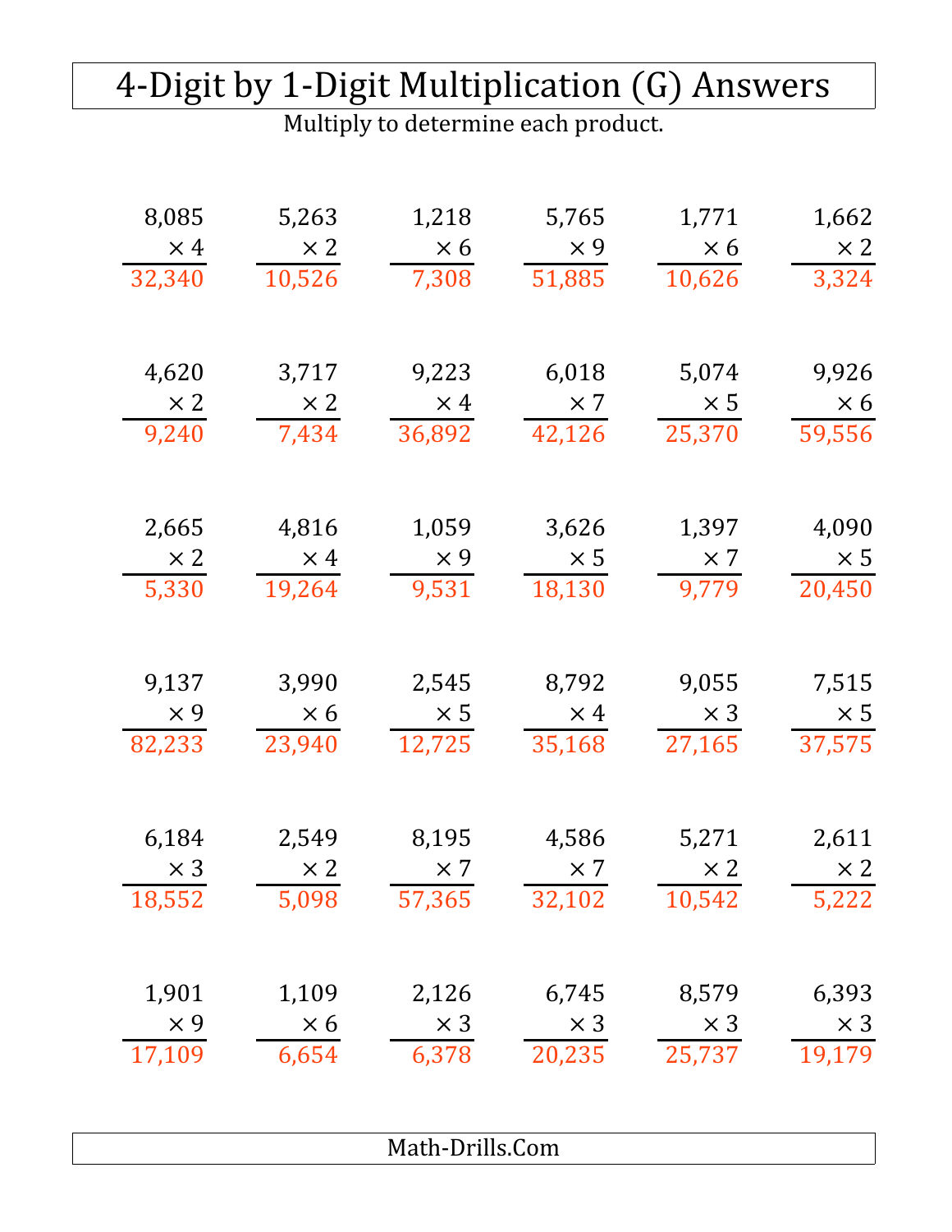# 4-Digit by 1-Digit Multiplication (G) Answers

Multiply to determine each product.

| | | | | | |
|---|---|---|---|---|---|
| 8,085 × 4 = 32,340 | 5,263 × 2 = 10,526 | 1,218 × 6 = 7,308 | 5,765 × 9 = 51,885 | 1,771 × 6 = 10,626 | 1,662 × 2 = 3,324 |
| 4,620 × 2 = 9,240 | 3,717 × 2 = 7,434 | 9,223 × 4 = 36,892 | 6,018 × 7 = 42,126 | 5,074 × 5 = 25,370 | 9,926 × 6 = 59,556 |
| 2,665 × 2 = 5,330 | 4,816 × 4 = 19,264 | 1,059 × 9 = 9,531 | 3,626 × 5 = 18,130 | 1,397 × 7 = 9,779 | 4,090 × 5 = 20,450 |
| 9,137 × 9 = 82,233 | 3,990 × 6 = 23,940 | 2,545 × 5 = 12,725 | 8,792 × 4 = 35,168 | 9,055 × 3 = 27,165 | 7,515 × 5 = 37,575 |
| 6,184 × 3 = 18,552 | 2,549 × 2 = 5,098 | 8,195 × 7 = 57,365 | 4,586 × 7 = 32,102 | 5,271 × 2 = 10,542 | 2,611 × 2 = 5,222 |
| 1,901 × 9 = 17,109 | 1,109 × 6 = 6,654 | 2,126 × 3 = 6,378 | 6,745 × 3 = 20,235 | 8,579 × 3 = 25,737 | 6,393 × 3 = 19,179 |

Math-Drills.Com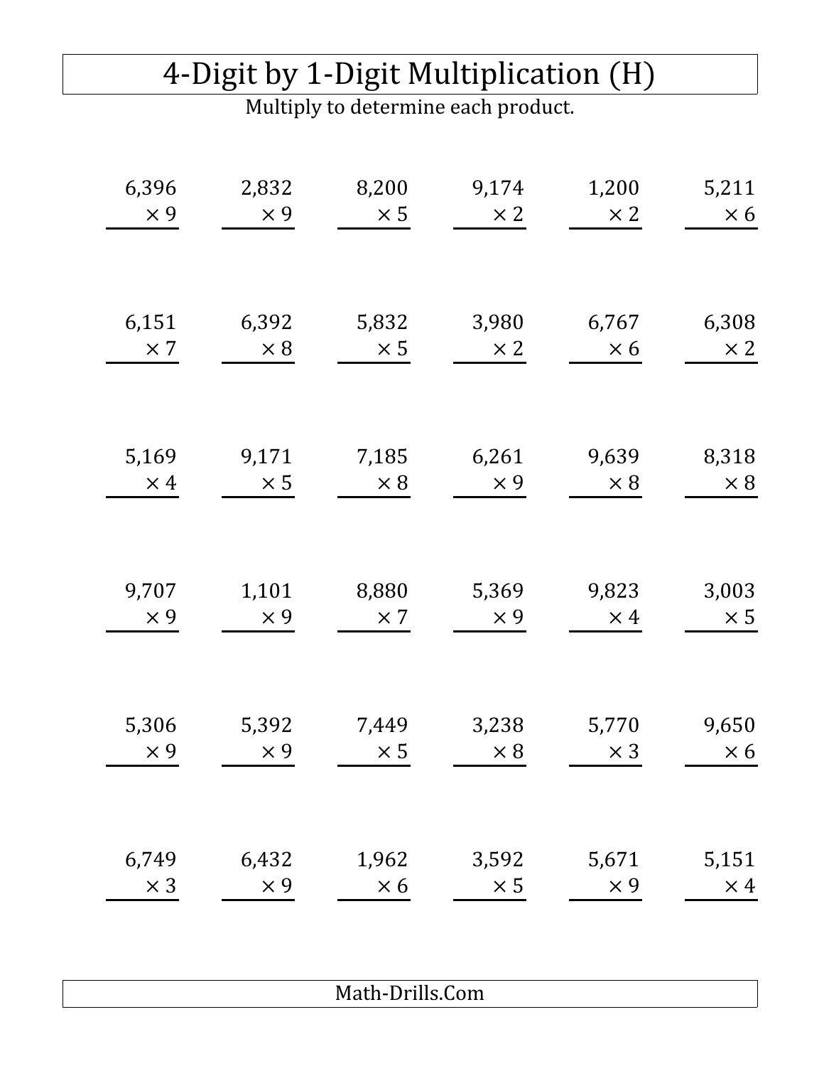# 4-Digit by 1-Digit Multiplication (H)

Multiply to determine each product.

| | | | | | |
|---|---|---|---|---|---|
| $6,396 \times 9$ | $2,832 \times 9$ | $8,200 \times 5$ | $9,174 \times 2$ | $1,200 \times 2$ | $5,211 \times 6$ |
| $6,151 \times 7$ | $6,392 \times 8$ | $5,832 \times 5$ | $3,980 \times 2$ | $6,767 \times 6$ | $6,308 \times 2$ |
| $5,169 \times 4$ | $9,171 \times 5$ | $7,185 \times 8$ | $6,261 \times 9$ | $9,639 \times 8$ | $8,318 \times 8$ |
| $9,707 \times 9$ | $1,101 \times 9$ | $8,880 \times 7$ | $5,369 \times 9$ | $9,823 \times 4$ | $3,003 \times 5$ |
| $5,306 \times 9$ | $5,392 \times 9$ | $7,449 \times 5$ | $3,238 \times 8$ | $5,770 \times 3$ | $9,650 \times 6$ |
| $6,749 \times 3$ | $6,432 \times 9$ | $1,962 \times 6$ | $3,592 \times 5$ | $5,671 \times 9$ | $5,151 \times 4$ |

Math-Drills.Com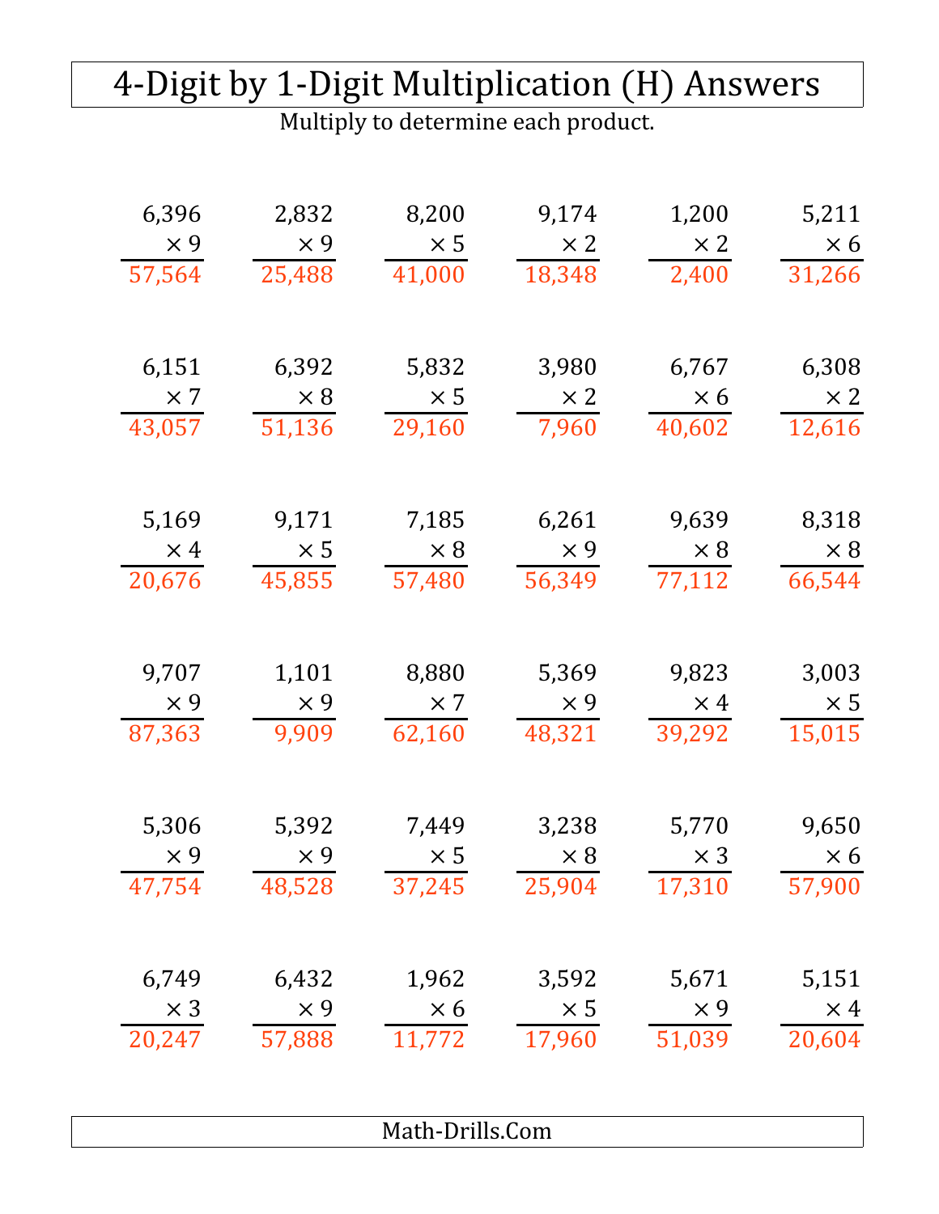# 4-Digit by 1-Digit Multiplication (H) Answers

Multiply to determine each product.

| | | | | | |
|---|---|---|---|---|---|
| 6,396 × 9 = 57,564 | 2,832 × 9 = 25,488 | 8,200 × 5 = 41,000 | 9,174 × 2 = 18,348 | 1,200 × 2 = 2,400 | 5,211 × 6 = 31,266 |
| 6,151 × 7 = 43,057 | 6,392 × 8 = 51,136 | 5,832 × 5 = 29,160 | 3,980 × 2 = 7,960 | 6,767 × 6 = 40,602 | 6,308 × 2 = 12,616 |
| 5,169 × 4 = 20,676 | 9,171 × 5 = 45,855 | 7,185 × 8 = 57,480 | 6,261 × 9 = 56,349 | 9,639 × 8 = 77,112 | 8,318 × 8 = 66,544 |
| 9,707 × 9 = 87,363 | 1,101 × 9 = 9,909 | 8,880 × 7 = 62,160 | 5,369 × 9 = 48,321 | 9,823 × 4 = 39,292 | 3,003 × 5 = 15,015 |
| 5,306 × 9 = 47,754 | 5,392 × 9 = 48,528 | 7,449 × 5 = 37,245 | 3,238 × 8 = 25,904 | 5,770 × 3 = 17,310 | 9,650 × 6 = 57,900 |
| 6,749 × 3 = 20,247 | 6,432 × 9 = 57,888 | 1,962 × 6 = 11,772 | 3,592 × 5 = 17,960 | 5,671 × 9 = 51,039 | 5,151 × 4 = 20,604 |

Math-Drills.Com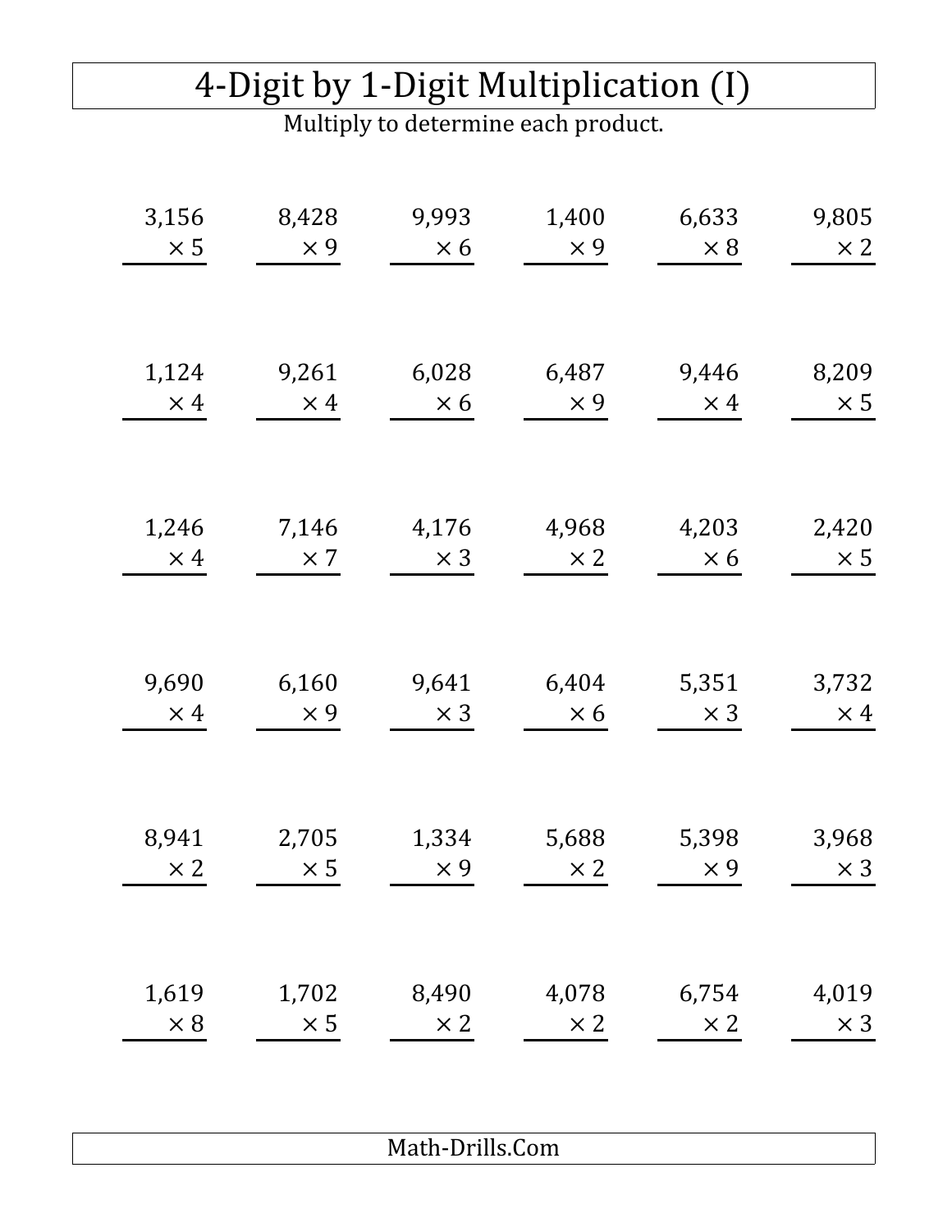# 4-Digit by 1-Digit Multiplication (I)

Multiply to determine each product.

| | | | | | |
|---|---|---|---|---|---|
| $3,156 \times 5$ | $8,428 \times 9$ | $9,993 \times 6$ | $1,400 \times 9$ | $6,633 \times 8$ | $9,805 \times 2$ |
| $1,124 \times 4$ | $9,261 \times 4$ | $6,028 \times 6$ | $6,487 \times 9$ | $9,446 \times 4$ | $8,209 \times 5$ |
| $1,246 \times 4$ | $7,146 \times 7$ | $4,176 \times 3$ | $4,968 \times 2$ | $4,203 \times 6$ | $2,420 \times 5$ |
| $9,690 \times 4$ | $6,160 \times 9$ | $9,641 \times 3$ | $6,404 \times 6$ | $5,351 \times 3$ | $3,732 \times 4$ |
| $8,941 \times 2$ | $2,705 \times 5$ | $1,334 \times 9$ | $5,688 \times 2$ | $5,398 \times 9$ | $3,968 \times 3$ |
| $1,619 \times 8$ | $1,702 \times 5$ | $8,490 \times 2$ | $4,078 \times 2$ | $6,754 \times 2$ | $4,019 \times 3$ |

Math-Drills.Com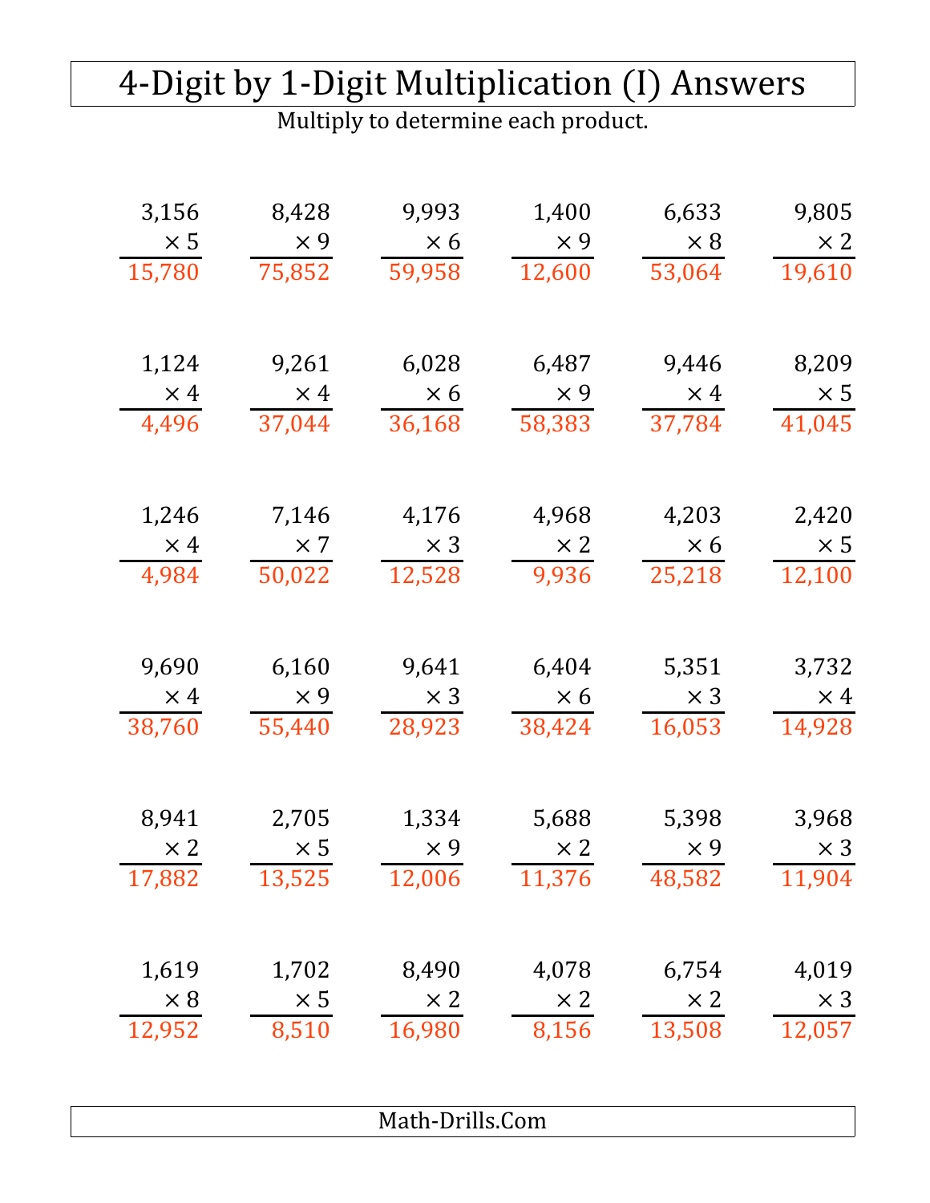# 4-Digit by 1-Digit Multiplication (I) Answers

Multiply to determine each product.

| | | | | | |
|---|---|---|---|---|---|
| 3,156 × 5 = 15,780 | 8,428 × 9 = 75,852 | 9,993 × 6 = 59,958 | 1,400 × 9 = 12,600 | 6,633 × 8 = 53,064 | 9,805 × 2 = 19,610 |
| 1,124 × 4 = 4,496 | 9,261 × 4 = 37,044 | 6,028 × 6 = 36,168 | 6,487 × 9 = 58,383 | 9,446 × 4 = 37,784 | 8,209 × 5 = 41,045 |
| 1,246 × 4 = 4,984 | 7,146 × 7 = 50,022 | 4,176 × 3 = 12,528 | 4,968 × 2 = 9,936 | 4,203 × 6 = 25,218 | 2,420 × 5 = 12,100 |
| 9,690 × 4 = 38,760 | 6,160 × 9 = 55,440 | 9,641 × 3 = 28,923 | 6,404 × 6 = 38,424 | 5,351 × 3 = 16,053 | 3,732 × 4 = 14,928 |
| 8,941 × 2 = 17,882 | 2,705 × 5 = 13,525 | 1,334 × 9 = 12,006 | 5,688 × 2 = 11,376 | 5,398 × 9 = 48,582 | 3,968 × 3 = 11,904 |
| 1,619 × 8 = 12,952 | 1,702 × 5 = 8,510 | 8,490 × 2 = 16,980 | 4,078 × 2 = 8,156 | 6,754 × 2 = 13,508 | 4,019 × 3 = 12,057 |

Math-Drills.Com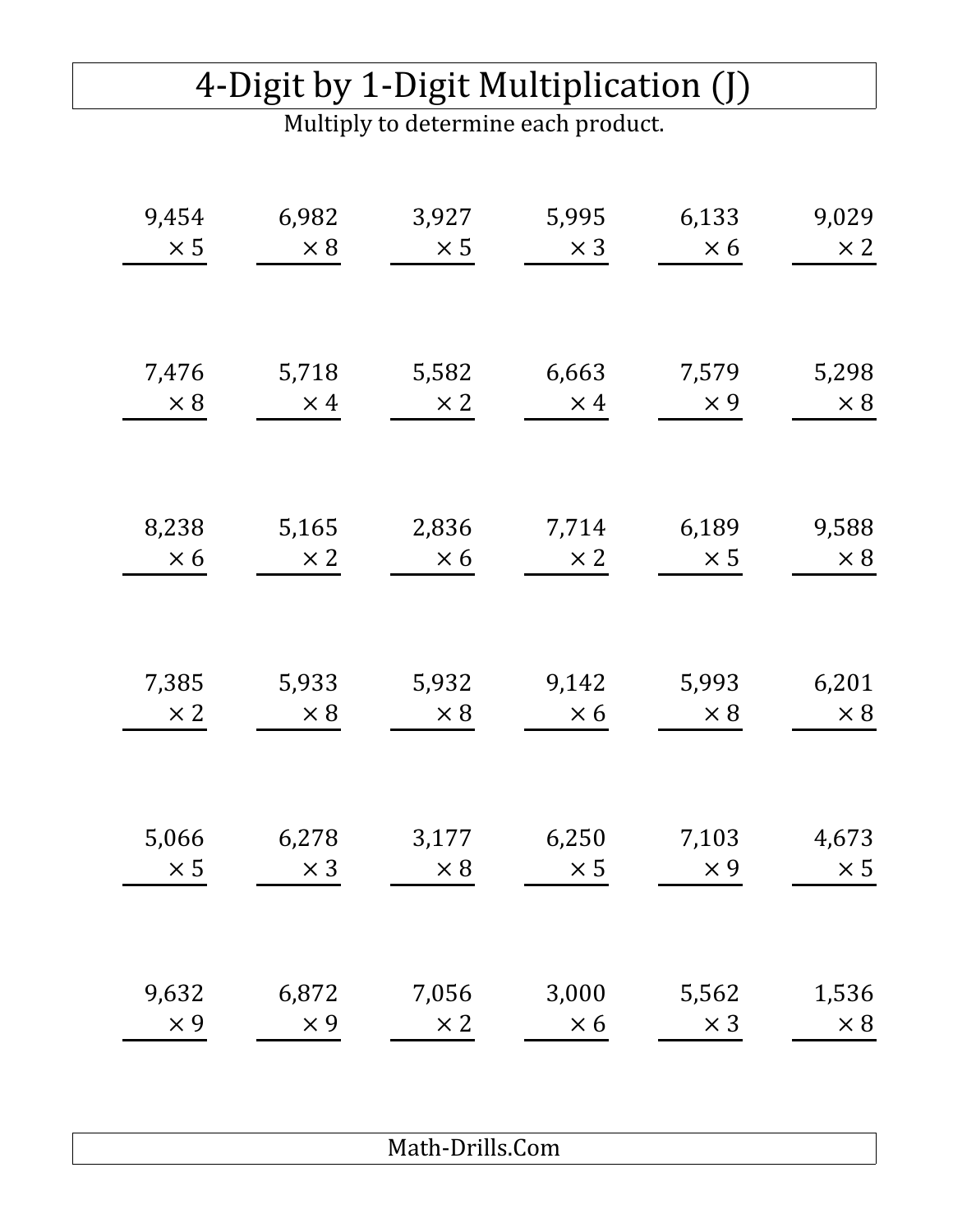# 4-Digit by 1-Digit Multiplication (J)

Multiply to determine each product.

| | | | | | |
|---|---|---|---|---|---|
| 9,454 × 5 | 6,982 × 8 | 3,927 × 5 | 5,995 × 3 | 6,133 × 6 | 9,029 × 2 |
| 7,476 × 8 | 5,718 × 4 | 5,582 × 2 | 6,663 × 4 | 7,579 × 9 | 5,298 × 8 |
| 8,238 × 6 | 5,165 × 2 | 2,836 × 6 | 7,714 × 2 | 6,189 × 5 | 9,588 × 8 |
| 7,385 × 2 | 5,933 × 8 | 5,932 × 8 | 9,142 × 6 | 5,993 × 8 | 6,201 × 8 |
| 5,066 × 5 | 6,278 × 3 | 3,177 × 8 | 6,250 × 5 | 7,103 × 9 | 4,673 × 5 |
| 9,632 × 9 | 6,872 × 9 | 7,056 × 2 | 3,000 × 6 | 5,562 × 3 | 1,536 × 8 |

Math-Drills.Com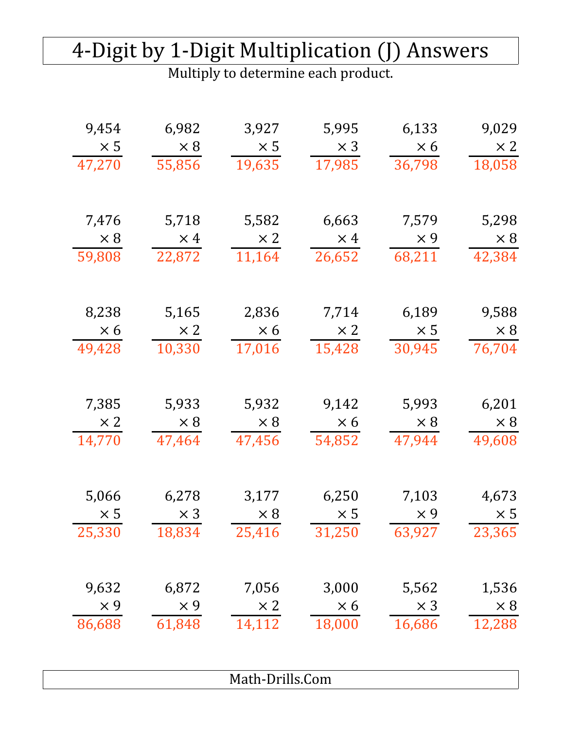# 4-Digit by 1-Digit Multiplication (J) Answers

Multiply to determine each product.

| | | | | | |
|---|---|---|---|---|---|
| 9,454 × 5 = 47,270 | 6,982 × 8 = 55,856 | 3,927 × 5 = 19,635 | 5,995 × 3 = 17,985 | 6,133 × 6 = 36,798 | 9,029 × 2 = 18,058 |
| 7,476 × 8 = 59,808 | 5,718 × 4 = 22,872 | 5,582 × 2 = 11,164 | 6,663 × 4 = 26,652 | 7,579 × 9 = 68,211 | 5,298 × 8 = 42,384 |
| 8,238 × 6 = 49,428 | 5,165 × 2 = 10,330 | 2,836 × 6 = 17,016 | 7,714 × 2 = 15,428 | 6,189 × 5 = 30,945 | 9,588 × 8 = 76,704 |
| 7,385 × 2 = 14,770 | 5,933 × 8 = 47,464 | 5,932 × 8 = 47,456 | 9,142 × 6 = 54,852 | 5,993 × 8 = 47,944 | 6,201 × 8 = 49,608 |
| 5,066 × 5 = 25,330 | 6,278 × 3 = 18,834 | 3,177 × 8 = 25,416 | 6,250 × 5 = 31,250 | 7,103 × 9 = 63,927 | 4,673 × 5 = 23,365 |
| 9,632 × 9 = 86,688 | 6,872 × 9 = 61,848 | 7,056 × 2 = 14,112 | 3,000 × 6 = 18,000 | 5,562 × 3 = 16,686 | 1,536 × 8 = 12,288 |

Math-Drills.Com